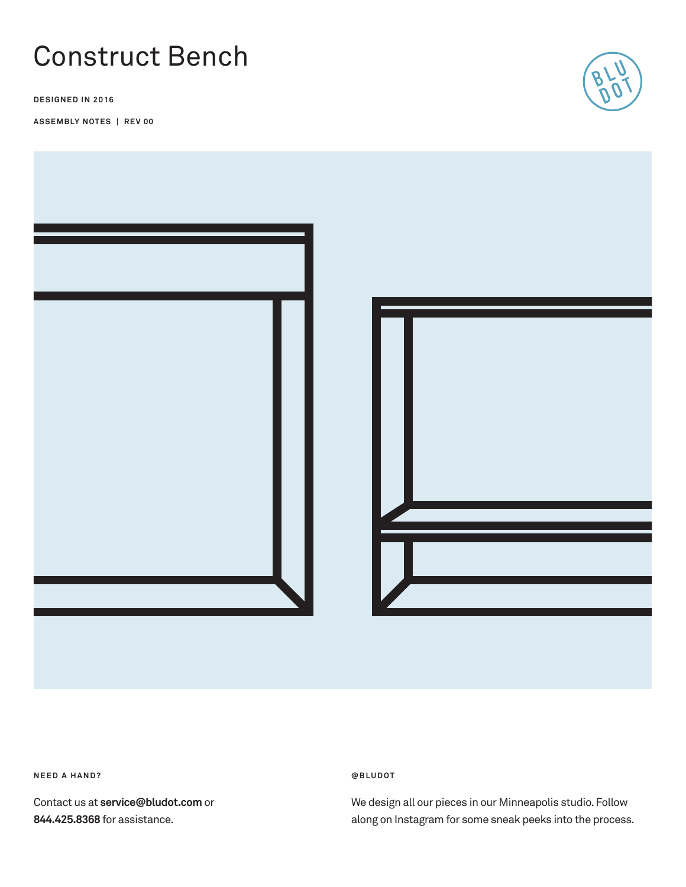# Construct Bench

**DESIGNED IN 2016**

**ASSEMBLY NOTES | REV 00**

BLU DOT

**NEED A HAND?**

Contact us at **service@bludot.com** or **844.425.8368** for assistance.

**@BLUDOT**

We design all our pieces in our Minneapolis studio. Follow along on Instagram for some sneak peeks into the process.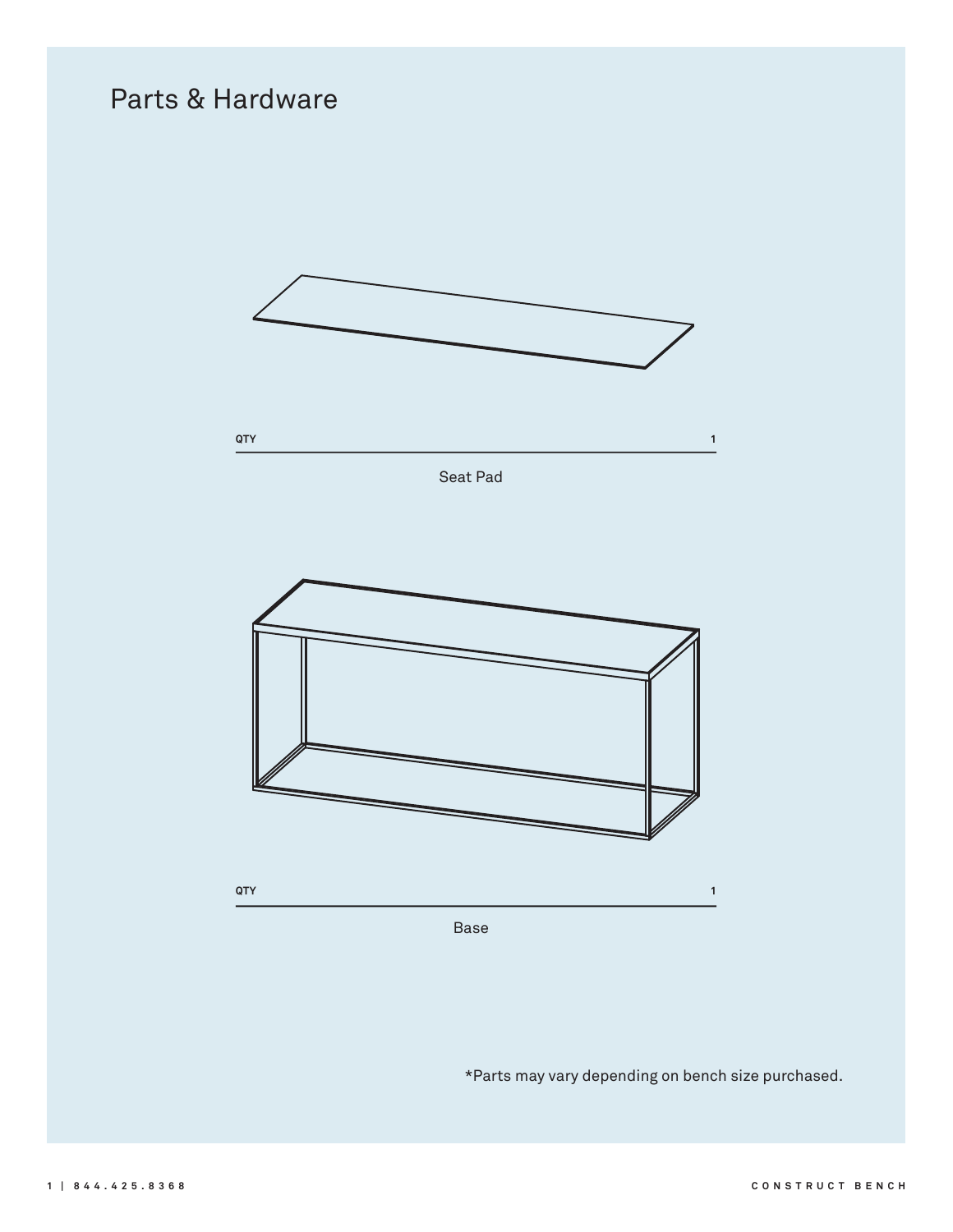# Parts & Hardware

| QTY | 1 |
| --- | --- |

Seat Pad

| QTY | 1 |
| --- | --- |

Base

*Parts may vary depending on bench size purchased.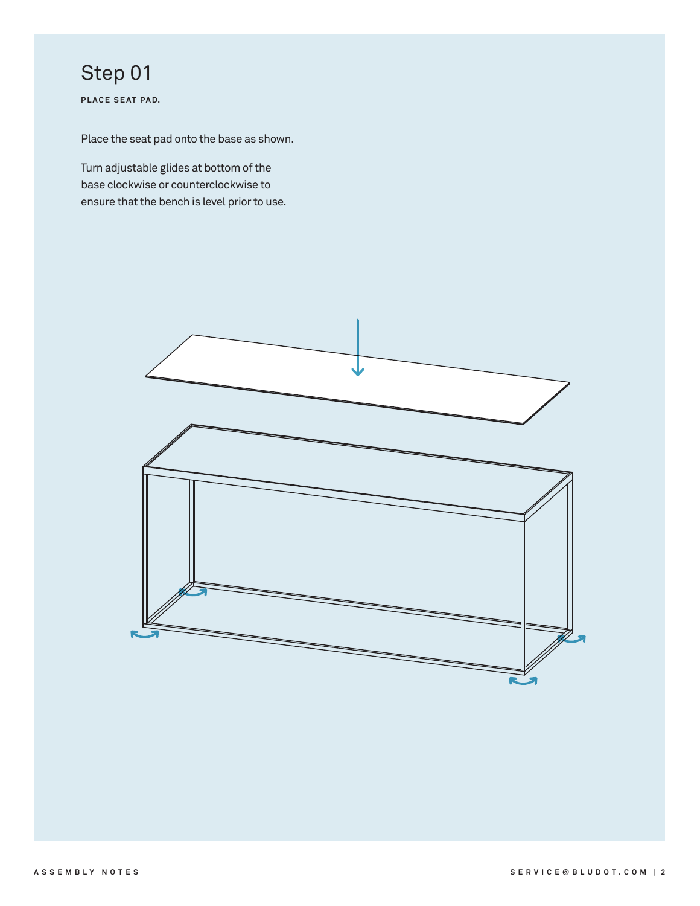# Step 01

**PLACE SEAT PAD.**

Place the seat pad onto the base as shown.

Turn adjustable glides at bottom of the base clockwise or counterclockwise to ensure that the bench is level prior to use.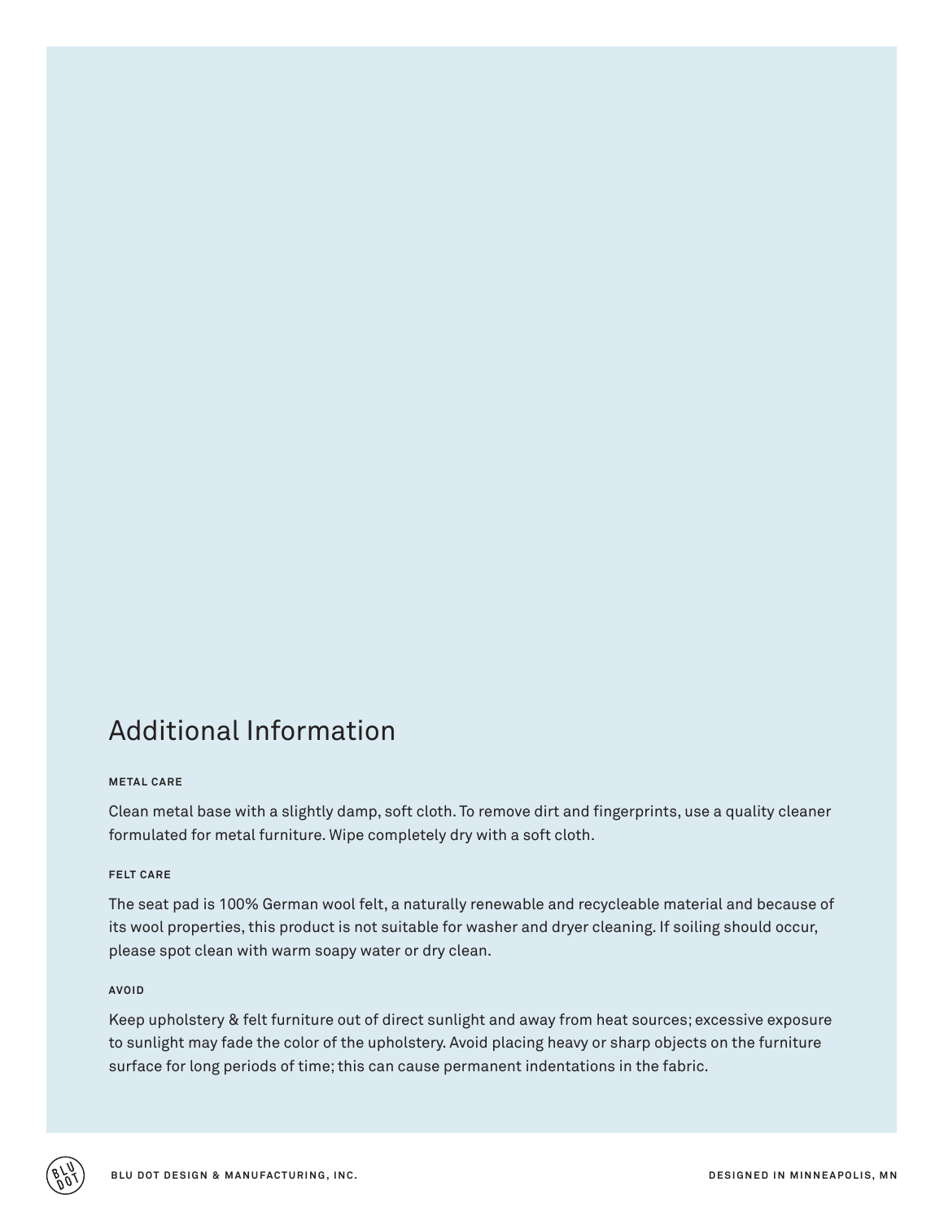## Additional Information

#### METAL CARE

Clean metal base with a slightly damp, soft cloth. To remove dirt and fingerprints, use a quality cleaner formulated for metal furniture. Wipe completely dry with a soft cloth.

#### FELT CARE

The seat pad is 100% German wool felt, a naturally renewable and recycleable material and because of its wool properties, this product is not suitable for washer and dryer cleaning. If soiling should occur, please spot clean with warm soapy water or dry clean.

#### AVOID

Keep upholstery & felt furniture out of direct sunlight and away from heat sources; excessive exposure to sunlight may fade the color of the upholstery. Avoid placing heavy or sharp objects on the furniture surface for long periods of time; this can cause permanent indentations in the fabric.